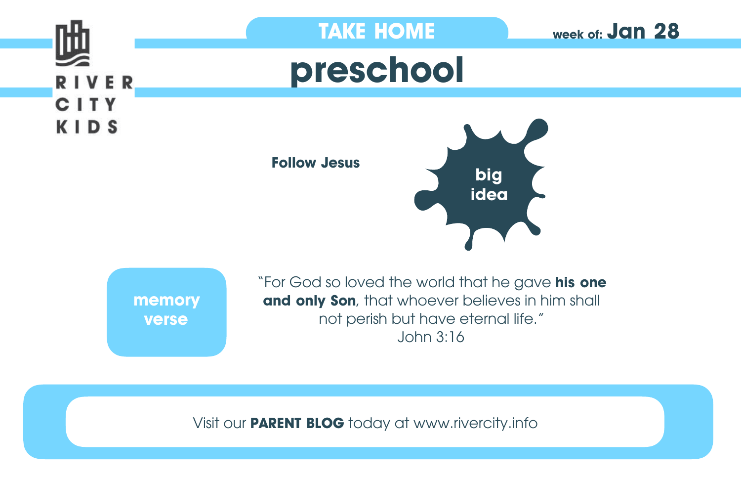RIVER CITY KIDS

## TAKE HOME

week of: **Jan 28**

# preschool

**big idea**

**Follow Jesus**

**memory verse**

"For God so loved the world that he gave **his one and only Son**, that whoever believes in him shall not perish but have eternal life."
John 3:16

Visit our **PARENT BLOG** today at www.rivercity.info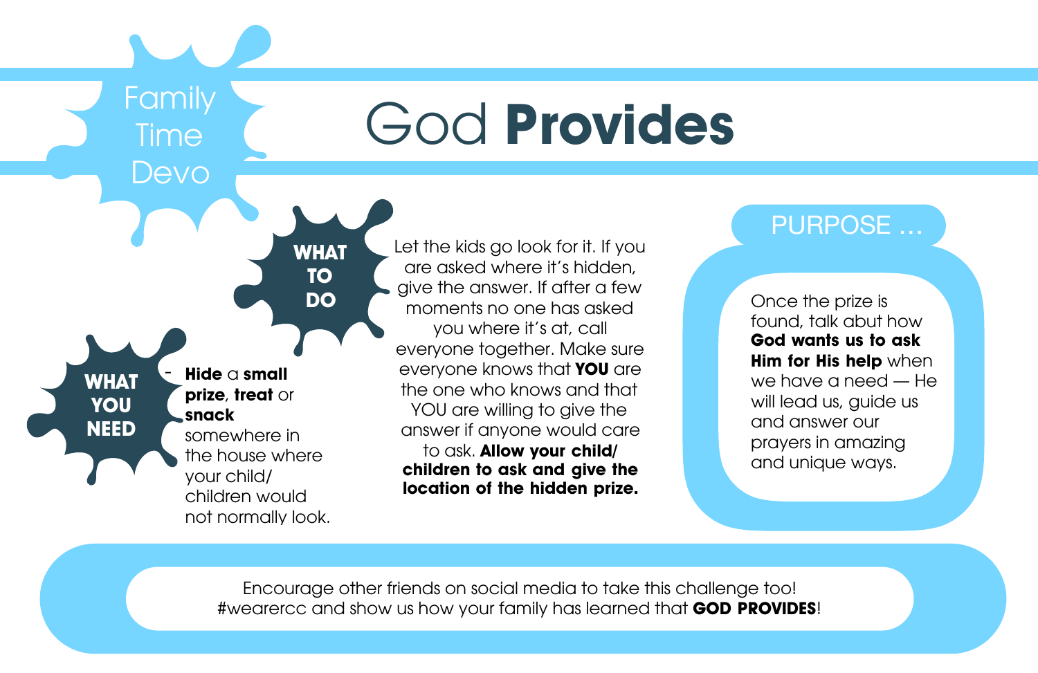Family Time Devo

# God **Provides**

## WHAT YOU NEED

- **Hide** a **small prize**, **treat** or **snack** somewhere in the house where your child/ children would not normally look.

## WHAT TO DO

Let the kids go look for it. If you are asked where it's hidden, give the answer. If after a few moments no one has asked you where it's at, call everyone together. Make sure everyone knows that **YOU** are the one who knows and that YOU are willing to give the answer if anyone would care to ask. **Allow your child/ children to ask and give the location of the hidden prize.**

## PURPOSE ...

Once the prize is found, talk abut how **God wants us to ask Him for His help** when we have a need — He will lead us, guide us and answer our prayers in amazing and unique ways.

Encourage other friends on social media to take this challenge too!
#wearercc and show us how your family has learned that **GOD PROVIDES**!